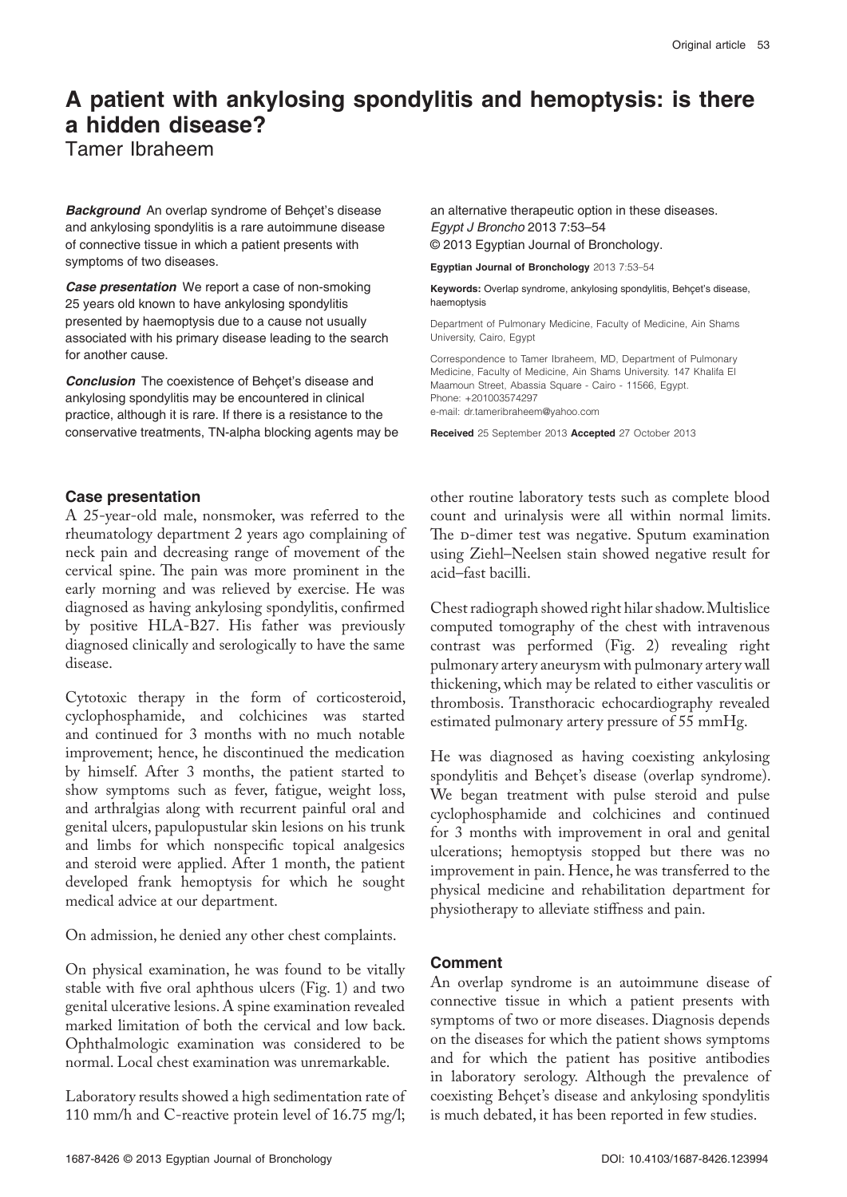# A patient with ankylosing spondylitis and hemoptysis: is there a hidden disease?

Tamer Ibraheem

***Background*** An overlap syndrome of Behçet's disease and ankylosing spondylitis is a rare autoimmune disease of connective tissue in which a patient presents with symptoms of two diseases.

***Case presentation*** We report a case of non-smoking 25 years old known to have ankylosing spondylitis presented by haemoptysis due to a cause not usually associated with his primary disease leading to the search for another cause.

***Conclusion*** The coexistence of Behçet's disease and ankylosing spondylitis may be encountered in clinical practice, although it is rare. If there is a resistance to the conservative treatments, TN-alpha blocking agents may be an alternative therapeutic option in these diseases.

*Egypt J Broncho* 2013 7:53–54
© 2013 Egyptian Journal of Bronchology.

**Egyptian Journal of Bronchology** 2013 7:53–54

**Keywords:** Overlap syndrome, ankylosing spondylitis, Behçet's disease, haemoptysis

Department of Pulmonary Medicine, Faculty of Medicine, Ain Shams University, Cairo, Egypt

Correspondence to Tamer Ibraheem, MD, Department of Pulmonary Medicine, Faculty of Medicine, Ain Shams University. 147 Khalifa El Maamoun Street, Abassia Square - Cairo - 11566, Egypt.
Phone: +201003574297
e-mail: dr.tameribraheem@yahoo.com

**Received** 25 September 2013 **Accepted** 27 October 2013

## Case presentation

A 25-year-old male, nonsmoker, was referred to the rheumatology department 2 years ago complaining of neck pain and decreasing range of movement of the cervical spine. The pain was more prominent in the early morning and was relieved by exercise. He was diagnosed as having ankylosing spondylitis, confirmed by positive HLA-B27. His father was previously diagnosed clinically and serologically to have the same disease.

Cytotoxic therapy in the form of corticosteroid, cyclophosphamide, and colchicines was started and continued for 3 months with no much notable improvement; hence, he discontinued the medication by himself. After 3 months, the patient started to show symptoms such as fever, fatigue, weight loss, and arthralgias along with recurrent painful oral and genital ulcers, papulopustular skin lesions on his trunk and limbs for which nonspecific topical analgesics and steroid were applied. After 1 month, the patient developed frank hemoptysis for which he sought medical advice at our department.

On admission, he denied any other chest complaints.

On physical examination, he was found to be vitally stable with five oral aphthous ulcers (Fig. 1) and two genital ulcerative lesions. A spine examination revealed marked limitation of both the cervical and low back. Ophthalmologic examination was considered to be normal. Local chest examination was unremarkable.

Laboratory results showed a high sedimentation rate of 110 mm/h and C-reactive protein level of 16.75 mg/l; other routine laboratory tests such as complete blood count and urinalysis were all within normal limits. The D-dimer test was negative. Sputum examination using Ziehl–Neelsen stain showed negative result for acid–fast bacilli.

Chest radiograph showed right hilar shadow. Multislice computed tomography of the chest with intravenous contrast was performed (Fig. 2) revealing right pulmonary artery aneurysm with pulmonary artery wall thickening, which may be related to either vasculitis or thrombosis. Transthoracic echocardiography revealed estimated pulmonary artery pressure of 55 mmHg.

He was diagnosed as having coexisting ankylosing spondylitis and Behçet's disease (overlap syndrome). We began treatment with pulse steroid and pulse cyclophosphamide and colchicines and continued for 3 months with improvement in oral and genital ulcerations; hemoptysis stopped but there was no improvement in pain. Hence, he was transferred to the physical medicine and rehabilitation department for physiotherapy to alleviate stiffness and pain.

## Comment

An overlap syndrome is an autoimmune disease of connective tissue in which a patient presents with symptoms of two or more diseases. Diagnosis depends on the diseases for which the patient shows symptoms and for which the patient has positive antibodies in laboratory serology. Although the prevalence of coexisting Behçet's disease and ankylosing spondylitis is much debated, it has been reported in few studies.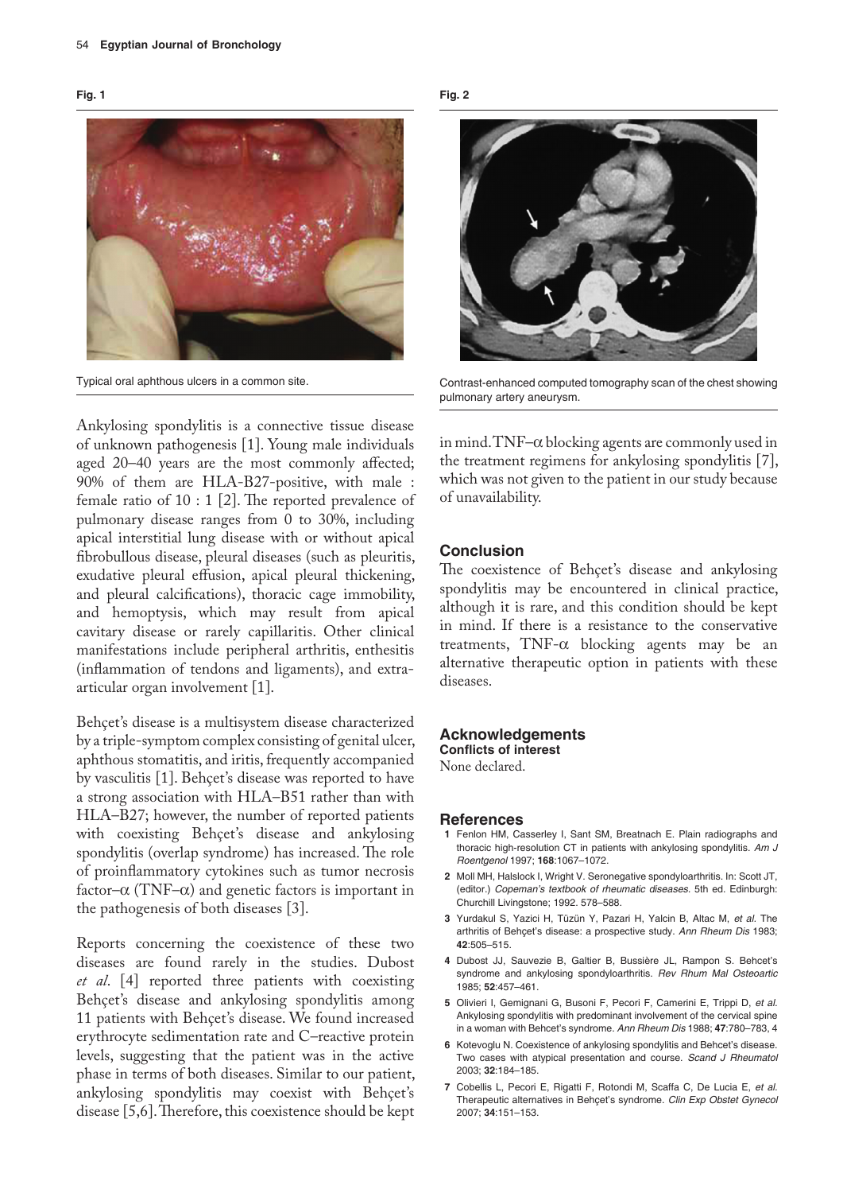**Fig. 1**

Typical oral aphthous ulcers in a common site.

**Fig. 2**

Contrast-enhanced computed tomography scan of the chest showing pulmonary artery aneurysm.

Ankylosing spondylitis is a connective tissue disease of unknown pathogenesis [1]. Young male individuals aged 20–40 years are the most commonly affected; 90% of them are HLA-B27-positive, with male : female ratio of 10 : 1 [2]. The reported prevalence of pulmonary disease ranges from 0 to 30%, including apical interstitial lung disease with or without apical fibrobullous disease, pleural diseases (such as pleuritis, exudative pleural effusion, apical pleural thickening, and pleural calcifications), thoracic cage immobility, and hemoptysis, which may result from apical cavitary disease or rarely capillaritis. Other clinical manifestations include peripheral arthritis, enthesitis (inflammation of tendons and ligaments), and extra-articular organ involvement [1].

Behçet's disease is a multisystem disease characterized by a triple-symptom complex consisting of genital ulcer, aphthous stomatitis, and iritis, frequently accompanied by vasculitis [1]. Behçet's disease was reported to have a strong association with HLA–B51 rather than with HLA–B27; however, the number of reported patients with coexisting Behçet's disease and ankylosing spondylitis (overlap syndrome) has increased. The role of proinflammatory cytokines such as tumor necrosis factor–$\alpha$ (TNF–$\alpha$) and genetic factors is important in the pathogenesis of both diseases [3].

Reports concerning the coexistence of these two diseases are found rarely in the studies. Dubost *et al*. [4] reported three patients with coexisting Behçet's disease and ankylosing spondylitis among 11 patients with Behçet's disease. We found increased erythrocyte sedimentation rate and C–reactive protein levels, suggesting that the patient was in the active phase in terms of both diseases. Similar to our patient, ankylosing spondylitis may coexist with Behçet's disease [5,6]. Therefore, this coexistence should be kept in mind. TNF–$\alpha$ blocking agents are commonly used in the treatment regimens for ankylosing spondylitis [7], which was not given to the patient in our study because of unavailability.

## Conclusion

The coexistence of Behçet's disease and ankylosing spondylitis may be encountered in clinical practice, although it is rare, and this condition should be kept in mind. If there is a resistance to the conservative treatments, TNF-$\alpha$ blocking agents may be an alternative therapeutic option in patients with these diseases.

## Acknowledgements

**Conflicts of interest**

None declared.

## References

1. Fenlon HM, Casserley I, Sant SM, Breatnach E. Plain radiographs and thoracic high-resolution CT in patients with ankylosing spondylitis. *Am J Roentgenol* 1997; **168**:1067–1072.
2. Moll MH, Halslock I, Wright V. Seronegative spondyloarthritis. In: Scott JT, (editor.) *Copeman's textbook of rheumatic diseases.* 5th ed. Edinburgh: Churchill Livingstone; 1992. 578–588.
3. Yurdakul S, Yazici H, Tüzün Y, Pazari H, Yalcin B, Altac M, *et al.* The arthritis of Behçet's disease: a prospective study. *Ann Rheum Dis* 1983; **42**:505–515.
4. Dubost JJ, Sauvezie B, Galtier B, Bussière JL, Rampon S. Behcet's syndrome and ankylosing spondyloarthritis. *Rev Rhum Mal Osteoartic* 1985; **52**:457–461.
5. Olivieri I, Gemignani G, Busoni F, Pecori F, Camerini E, Trippi D, *et al.* Ankylosing spondylitis with predominant involvement of the cervical spine in a woman with Behcet's syndrome. *Ann Rheum Dis* 1988; **47**:780–783, 4
6. Kotevoglu N. Coexistence of ankylosing spondylitis and Behcet's disease. Two cases with atypical presentation and course. *Scand J Rheumatol* 2003; **32**:184–185.
7. Cobellis L, Pecori E, Rigatti F, Rotondi M, Scaffa C, De Lucia E, *et al.* Therapeutic alternatives in Behçet's syndrome. *Clin Exp Obstet Gynecol* 2007; **34**:151–153.